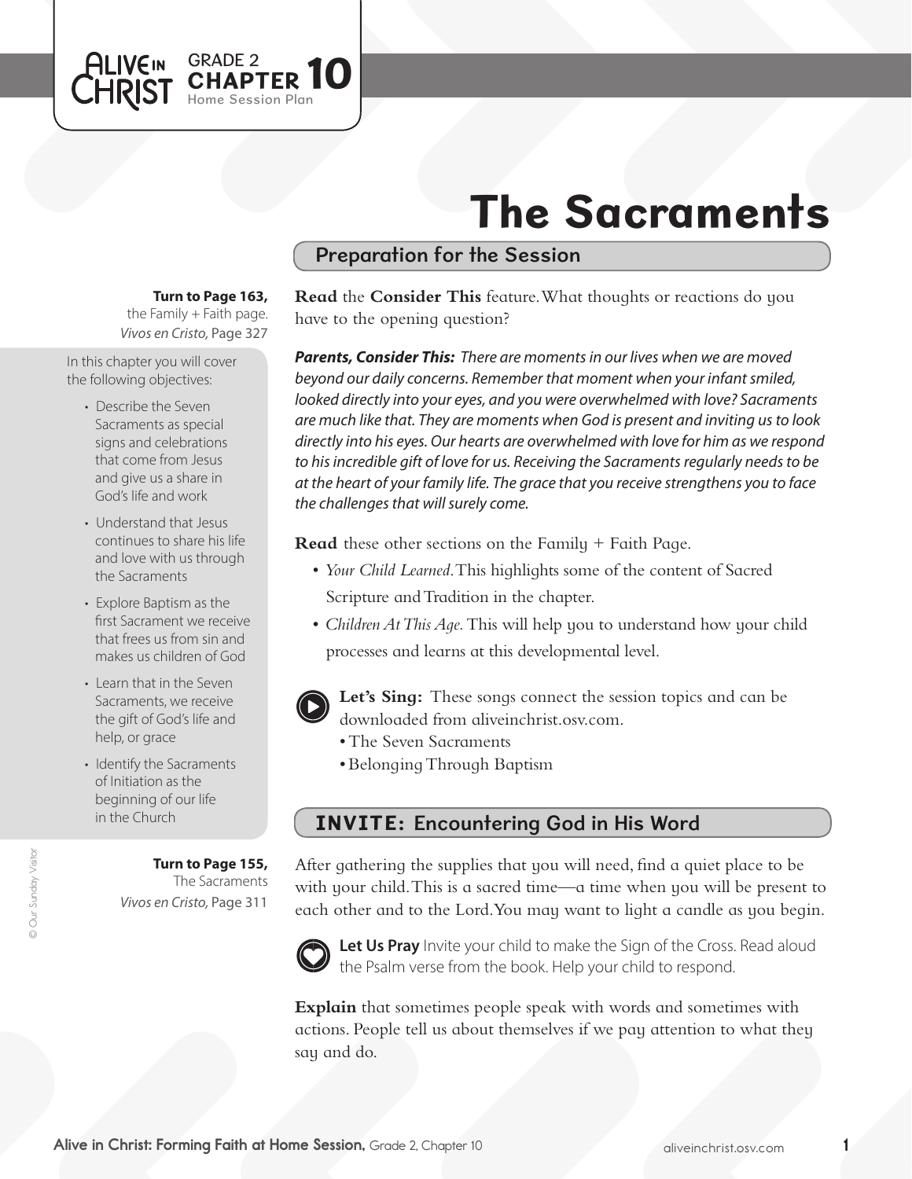ALIVE IN CHRIST GRADE 2 CHAPTER 10 Home Session Plan

# The Sacraments

## Preparation for the Session

**Turn to Page 163,** the Family + Faith page. *Vivos en Cristo,* Page 327

In this chapter you will cover the following objectives:

- Describe the Seven Sacraments as special signs and celebrations that come from Jesus and give us a share in God's life and work
- Understand that Jesus continues to share his life and love with us through the Sacraments
- Explore Baptism as the first Sacrament we receive that frees us from sin and makes us children of God
- Learn that in the Seven Sacraments, we receive the gift of God's life and help, or grace
- Identify the Sacraments of Initiation as the beginning of our life in the Church

**Turn to Page 155,** The Sacraments *Vivos en Cristo,* Page 311

**Read** the **Consider This** feature. What thoughts or reactions do you have to the opening question?

***Parents, Consider This:*** *There are moments in our lives when we are moved beyond our daily concerns. Remember that moment when your infant smiled, looked directly into your eyes, and you were overwhelmed with love? Sacraments are much like that. They are moments when God is present and inviting us to look directly into his eyes. Our hearts are overwhelmed with love for him as we respond to his incredible gift of love for us. Receiving the Sacraments regularly needs to be at the heart of your family life. The grace that you receive strengthens you to face the challenges that will surely come.*

**Read** these other sections on the Family + Faith Page.

- *Your Child Learned.* This highlights some of the content of Sacred Scripture and Tradition in the chapter.
- *Children At This Age.* This will help you to understand how your child processes and learns at this developmental level.

**Let's Sing:** These songs connect the session topics and can be downloaded from aliveinchrist.osv.com.

- The Seven Sacraments
- Belonging Through Baptism

## INVITE: Encountering God in His Word

After gathering the supplies that you will need, find a quiet place to be with your child. This is a sacred time—a time when you will be present to each other and to the Lord. You may want to light a candle as you begin.

**Let Us Pray** Invite your child to make the Sign of the Cross. Read aloud the Psalm verse from the book. Help your child to respond.

**Explain** that sometimes people speak with words and sometimes with actions. People tell us about themselves if we pay attention to what they say and do.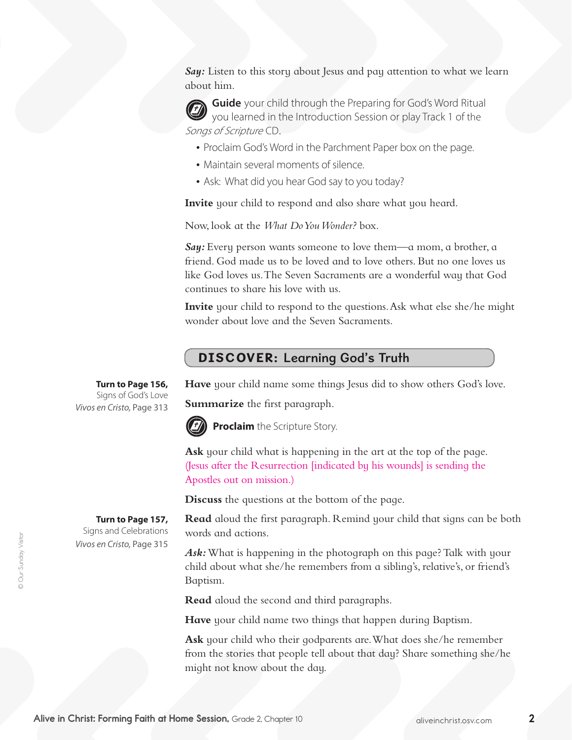***Say:*** Listen to this story about Jesus and pay attention to what we learn about him.

**Guide** your child through the Preparing for God's Word Ritual you learned in the Introduction Session or play Track 1 of the *Songs of Scripture* CD.

- Proclaim God's Word in the Parchment Paper box on the page.
- Maintain several moments of silence.
- Ask: What did you hear God say to you today?

**Invite** your child to respond and also share what you heard.

Now, look at the *What Do You Wonder?* box.

***Say:*** Every person wants someone to love them—a mom, a brother, a friend. God made us to be loved and to love others. But no one loves us like God loves us. The Seven Sacraments are a wonderful way that God continues to share his love with us.

**Invite** your child to respond to the questions. Ask what else she/he might wonder about love and the Seven Sacraments.

## DISCOVER: Learning God's Truth

**Turn to Page 156,**
Signs of God's Love
*Vivos en Cristo*, Page 313

**Have** your child name some things Jesus did to show others God's love.

**Summarize** the first paragraph.

**Proclaim** the Scripture Story.

**Ask** your child what is happening in the art at the top of the page. (Jesus after the Resurrection [indicated by his wounds] is sending the Apostles out on mission.)

**Discuss** the questions at the bottom of the page.

**Turn to Page 157,**
Signs and Celebrations
*Vivos en Cristo*, Page 315

**Read** aloud the first paragraph. Remind your child that signs can be both words and actions.

***Ask:*** What is happening in the photograph on this page? Talk with your child about what she/he remembers from a sibling's, relative's, or friend's Baptism.

**Read** aloud the second and third paragraphs.

**Have** your child name two things that happen during Baptism.

**Ask** your child who their godparents are. What does she/he remember from the stories that people tell about that day? Share something she/he might not know about the day.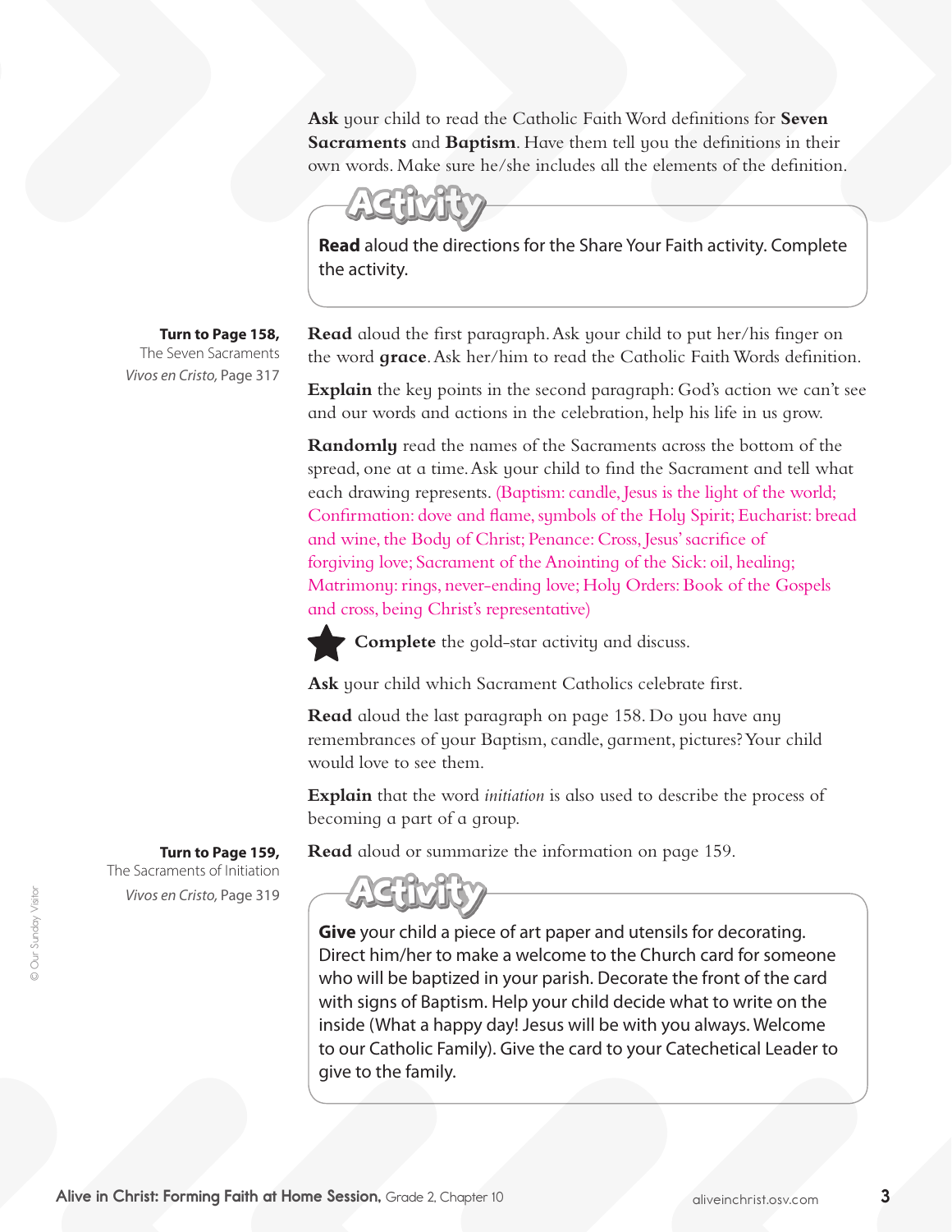**Ask** your child to read the Catholic Faith Word definitions for **Seven Sacraments** and **Baptism**. Have them tell you the definitions in their own words. Make sure he/she includes all the elements of the definition.

> **Activity**
>
> **Read** aloud the directions for the Share Your Faith activity. Complete the activity.

**Turn to Page 158,**
The Seven Sacraments
*Vivos en Cristo,* Page 317

**Read** aloud the first paragraph. Ask your child to put her/his finger on the word **grace**. Ask her/him to read the Catholic Faith Words definition.

**Explain** the key points in the second paragraph: God's action we can't see and our words and actions in the celebration, help his life in us grow.

**Randomly** read the names of the Sacraments across the bottom of the spread, one at a time. Ask your child to find the Sacrament and tell what each drawing represents. (Baptism: candle, Jesus is the light of the world; Confirmation: dove and flame, symbols of the Holy Spirit; Eucharist: bread and wine, the Body of Christ; Penance: Cross, Jesus' sacrifice of forgiving love; Sacrament of the Anointing of the Sick: oil, healing; Matrimony: rings, never-ending love; Holy Orders: Book of the Gospels and cross, being Christ's representative)

★ **Complete** the gold-star activity and discuss.

**Ask** your child which Sacrament Catholics celebrate first.

**Read** aloud the last paragraph on page 158. Do you have any remembrances of your Baptism, candle, garment, pictures? Your child would love to see them.

**Explain** that the word *initiation* is also used to describe the process of becoming a part of a group.

**Turn to Page 159,**
The Sacraments of Initiation
*Vivos en Cristo,* Page 319

**Read** aloud or summarize the information on page 159.

> **Activity**
>
> **Give** your child a piece of art paper and utensils for decorating. Direct him/her to make a welcome to the Church card for someone who will be baptized in your parish. Decorate the front of the card with signs of Baptism. Help your child decide what to write on the inside (What a happy day! Jesus will be with you always. Welcome to our Catholic Family). Give the card to your Catechetical Leader to give to the family.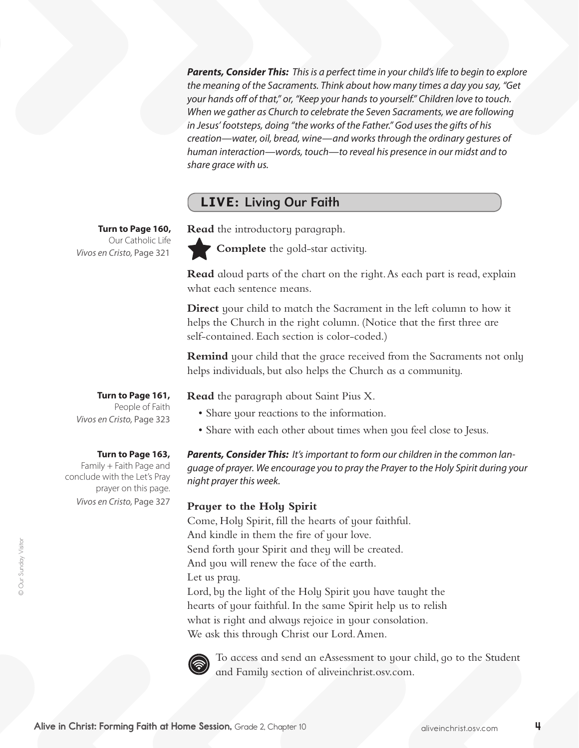*Parents, Consider This:* This is a perfect time in your child's life to begin to explore the meaning of the Sacraments. Think about how many times a day you say, "Get your hands off of that," or, "Keep your hands to yourself." Children love to touch. When we gather as Church to celebrate the Seven Sacraments, we are following in Jesus' footsteps, doing "the works of the Father." God uses the gifts of his creation—water, oil, bread, wine—and works through the ordinary gestures of human interaction—words, touch—to reveal his presence in our midst and to share grace with us.

## LIVE: Living Our Faith

**Turn to Page 160,** Our Catholic Life
*Vivos en Cristo,* Page 321

**Read** the introductory paragraph.

★ **Complete** the gold-star activity.

**Read** aloud parts of the chart on the right. As each part is read, explain what each sentence means.

**Direct** your child to match the Sacrament in the left column to how it helps the Church in the right column. (Notice that the first three are self-contained. Each section is color-coded.)

**Remind** your child that the grace received from the Sacraments not only helps individuals, but also helps the Church as a community.

**Turn to Page 161,** People of Faith
*Vivos en Cristo,* Page 323

**Read** the paragraph about Saint Pius X.

- Share your reactions to the information.
- Share with each other about times when you feel close to Jesus.

**Turn to Page 163,** Family + Faith Page and conclude with the Let's Pray prayer on this page.
*Vivos en Cristo,* Page 327

*Parents, Consider This:* It's important to form our children in the common language of prayer. We encourage you to pray the Prayer to the Holy Spirit during your night prayer this week.

**Prayer to the Holy Spirit**

Come, Holy Spirit, fill the hearts of your faithful.
And kindle in them the fire of your love.
Send forth your Spirit and they will be created.
And you will renew the face of the earth.
Let us pray.
Lord, by the light of the Holy Spirit you have taught the hearts of your faithful. In the same Spirit help us to relish what is right and always rejoice in your consolation.
We ask this through Christ our Lord. Amen.

To access and send an eAssessment to your child, go to the Student and Family section of aliveinchrist.osv.com.